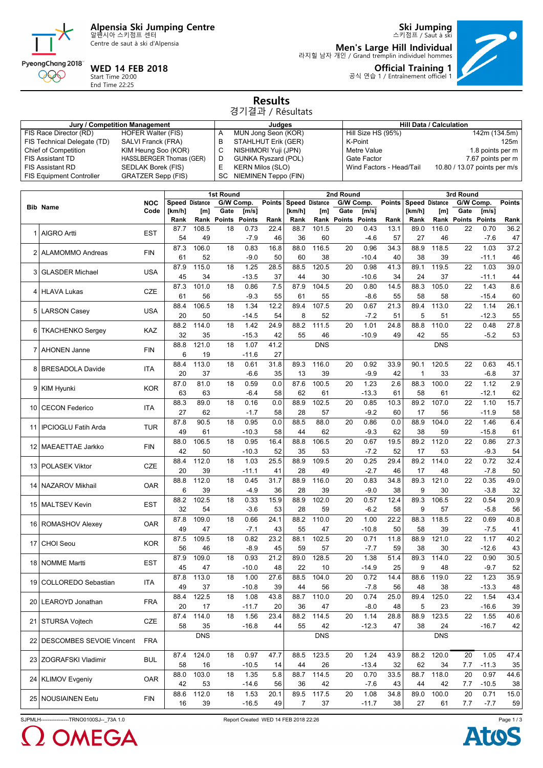# Alpensia Ski Jumping Centre

알펜시아 스키점프 센터

Centre de saut à ski d'Alpensia

**WED 14 FEB 2018**

Start Time 20:00

End Time 22:25

## Ski Jumping

스키점프 / Saut à ski

**Men's Large Hill Individual**

라지힐 남자 개인 / Grand tremplin individuel hommes

**Official Training 1**

공식 연습 1 / Entraînement officiel 1

## Results

경기결과 / Résultats

| Jury / Competition Management | | Judges | | Hill Data / Calculation | |
|---|---|---|---|---|---|
| FIS Race Director (RD) | HOFER Walter (FIS) | A | MUN Jong Seon (KOR) | Hill Size HS (95%) | 142m (134.5m) |
| FIS Technical Delegate (TD) | SALVI Franck (FRA) | B | STAHLHUT Erik (GER) | K-Point | 125m |
| Chief of Competition | KIM Heung Soo (KOR) | C | NISHIMORI Yuji (JPN) | Metre Value | 1.8 points per m |
| FIS Assistant TD | HASSLBERGER Thomas (GER) | D | GUNKA Ryszard (POL) | Gate Factor | 7.67 points per m |
| FIS Assistant RD | SEDLAK Borek (FIS) | E | KERN Milos (SLO) | Wind Factors - Head/Tail | 10.80 / 13.07 points per m/s |
| FIS Equipment Controller | GRATZER Sepp (FIS) | SC | NIEMINEN Teppo (FIN) | | |

| Bib | Name | NOC Code | 1st Round Speed [km/h] Rank | 1st Round Distance [m] Rank | 1st Round Gate / Points | 1st Round [m/s] / Points | 1st Round Points Rank | 2nd Round Speed [km/h] Rank | 2nd Round Distance [m] Rank | 2nd Round Gate / Points | 2nd Round [m/s] / Points | 2nd Round Points Rank | 3rd Round Speed [km/h] Rank | 3rd Round Distance [m] Rank | 3rd Round Gate / Points | 3rd Round [m/s] / Points | 3rd Round Points Rank |
|---|---|---|---|---|---|---|---|---|---|---|---|---|---|---|---|---|---|
| 1 | AIGRO Artti | EST | 87.7 / 54 | 108.5 / 49 | 18 | 0.73 / -7.9 | 22.4 / 46 | 88.7 / 36 | 101.5 / 60 | 20 | 0.43 / -4.6 | 13.1 / 57 | 89.0 / 27 | 116.0 / 46 | 22 | 0.70 / -7.6 | 36.2 / 47 |
| 2 | ALAMOMMO Andreas | FIN | 87.3 / 61 | 106.0 / 52 | 18 | 0.83 / -9.0 | 16.8 / 50 | 88.0 / 60 | 116.5 / 38 | 20 | 0.96 / -10.4 | 34.3 / 40 | 88.9 / 38 | 118.5 / 39 | 22 | 1.03 / -11.1 | 37.2 / 46 |
| 3 | GLASDER Michael | USA | 87.9 / 45 | 115.0 / 34 | 18 | 1.25 / -13.5 | 28.5 / 37 | 88.5 / 44 | 120.5 / 30 | 20 | 0.98 / -10.6 | 41.3 / 34 | 89.1 / 24 | 119.5 / 37 | 22 | 1.03 / -11.1 | 39.0 / 44 |
| 4 | HLAVA Lukas | CZE | 87.3 / 61 | 101.0 / 56 | 18 | 0.86 / -9.3 | 7.5 / 55 | 87.9 / 61 | 104.5 / 55 | 20 | 0.80 / -8.6 | 14.5 / 55 | 88.3 / 58 | 105.0 / 58 | 22 | 1.43 / -15.4 | 8.6 / 60 |
| 5 | LARSON Casey | USA | 88.4 / 20 | 106.5 / 50 | 18 | 1.34 / -14.5 | 12.2 / 54 | 89.4 / 8 | 107.5 / 52 | 20 | 0.67 / -7.2 | 21.3 / 51 | 89.4 / 5 | 113.0 / 51 | 22 | 1.14 / -12.3 | 26.1 / 55 |
| 6 | TKACHENKO Sergey | KAZ | 88.2 / 32 | 114.0 / 35 | 18 | 1.42 / -15.3 | 24.9 / 42 | 88.2 / 55 | 111.5 / 46 | 20 | 1.01 / -10.9 | 24.8 / 49 | 88.8 / 42 | 110.0 / 55 | 22 | 0.48 / -5.2 | 27.8 / 53 |
| 7 | AHONEN Janne | FIN | 88.8 / 6 | 121.0 / 19 | 18 | 1.07 / -11.6 | 41.2 / 27 | | DNS | | | | | DNS | | | |
| 8 | BRESADOLA Davide | ITA | 88.4 / 20 | 113.0 / 37 | 18 | 0.61 / -6.6 | 31.8 / 35 | 89.3 / 13 | 116.0 / 39 | 20 | 0.92 / -9.9 | 33.9 / 42 | 90.1 / 1 | 120.5 / 33 | 22 | 0.63 / -6.8 | 45.1 / 37 |
| 9 | KIM Hyunki | KOR | 87.0 / 63 | 81.0 / 63 | 18 | 0.59 / -6.4 | 0.0 / 58 | 87.6 / 62 | 100.5 / 61 | 20 | 1.23 / -13.3 | 2.6 / 61 | 88.3 / 58 | 100.0 / 61 | 22 | 1.12 / -12.1 | 2.9 / 62 |
| 10 | CECON Federico | ITA | 88.3 / 27 | 89.0 / 62 | 18 | 0.16 / -1.7 | 0.0 / 58 | 88.9 / 28 | 102.5 / 57 | 20 | 0.85 / -9.2 | 10.3 / 60 | 89.2 / 17 | 107.0 / 56 | 22 | 1.10 / -11.9 | 15.7 / 58 |
| 11 | IPCIOGLU Fatih Arda | TUR | 87.8 / 49 | 90.5 / 61 | 18 | 0.95 / -10.3 | 0.0 / 58 | 88.5 / 44 | 88.0 / 62 | 20 | 0.86 / -9.3 | 0.0 / 62 | 88.9 / 38 | 104.0 / 59 | 22 | 1.46 / -15.8 | 6.4 / 61 |
| 12 | MAEAETTAE Jarkko | FIN | 88.0 / 42 | 106.5 / 50 | 18 | 0.95 / -10.3 | 16.4 / 52 | 88.8 / 35 | 106.5 / 53 | 20 | 0.67 / -7.2 | 19.5 / 52 | 89.2 / 17 | 112.0 / 53 | 22 | 0.86 / -9.3 | 27.3 / 54 |
| 13 | POLASEK Viktor | CZE | 88.4 / 20 | 112.0 / 39 | 18 | 1.03 / -11.1 | 25.5 / 41 | 88.9 / 28 | 109.5 / 49 | 20 | 0.25 / -2.7 | 29.4 / 46 | 89.2 / 17 | 114.0 / 48 | 22 | 0.72 / -7.8 | 32.4 / 50 |
| 14 | NAZAROV Mikhail | OAR | 88.8 / 6 | 112.0 / 39 | 18 | 0.45 / -4.9 | 31.7 / 36 | 88.9 / 28 | 116.0 / 39 | 20 | 0.83 / -9.0 | 34.8 / 38 | 89.3 / 9 | 121.0 / 30 | 22 | 0.35 / -3.8 | 49.0 / 32 |
| 15 | MALTSEV Kevin | EST | 88.2 / 32 | 102.5 / 54 | 18 | 0.33 / -3.6 | 15.9 / 53 | 88.9 / 28 | 102.0 / 59 | 20 | 0.57 / -6.2 | 12.4 / 58 | 89.3 / 9 | 106.5 / 57 | 22 | 0.54 / -5.8 | 20.9 / 56 |
| 16 | ROMASHOV Alexey | OAR | 87.8 / 49 | 109.0 / 47 | 18 | 0.66 / -7.1 | 24.1 / 43 | 88.2 / 55 | 110.0 / 47 | 20 | 1.00 / -10.8 | 22.2 / 50 | 88.3 / 58 | 118.5 / 39 | 22 | 0.69 / -7.5 | 40.8 / 41 |
| 17 | CHOI Seou | KOR | 87.5 / 56 | 109.5 / 46 | 18 | 0.82 / -8.9 | 23.2 / 45 | 88.1 / 59 | 102.5 / 57 | 20 | 0.71 / -7.7 | 11.8 / 59 | 88.9 / 38 | 121.0 / 30 | 22 | 1.17 / -12.6 | 40.2 / 43 |
| 18 | NOMME Martti | EST | 87.9 / 45 | 109.0 / 47 | 18 | 0.93 / -10.0 | 21.2 / 48 | 89.0 / 22 | 128.5 / 10 | 20 | 1.38 / -14.9 | 51.4 / 25 | 89.3 / 9 | 114.0 / 48 | 22 | 0.90 / -9.7 | 30.5 / 52 |
| 19 | COLLOREDO Sebastian | ITA | 87.8 / 49 | 113.0 / 37 | 18 | 1.00 / -10.8 | 27.6 / 39 | 88.5 / 44 | 104.0 / 56 | 20 | 0.72 / -7.8 | 14.4 / 56 | 88.6 / 48 | 119.0 / 38 | 22 | 1.23 / -13.3 | 35.9 / 48 |
| 20 | LEAROYD Jonathan | FRA | 88.4 / 20 | 122.5 / 17 | 18 | 1.08 / -11.7 | 43.8 / 20 | 88.7 / 36 | 110.0 / 47 | 20 | 0.74 / -8.0 | 25.0 / 48 | 89.4 / 5 | 125.0 / 23 | 22 | 1.54 / -16.6 | 43.4 / 39 |
| 21 | STURSA Vojtech | CZE | 87.4 / 58 | 114.0 / 35 | 18 | 1.56 / -16.8 | 23.4 / 44 | 88.2 / 55 | 114.5 / 42 | 20 | 1.14 / -12.3 | 28.8 / 47 | 88.9 / 38 | 123.5 / 24 | 22 | 1.55 / -16.7 | 40.6 / 42 |
| 22 | DESCOMBES SEVOIE Vincent | FRA | | DNS | | | | | DNS | | | | | DNS | | | |
| 23 | ZOGRAFSKI Vladimir | BUL | 87.4 / 58 | 124.0 / 16 | 18 | 0.97 / -10.5 | 47.7 / 14 | 88.5 / 44 | 123.5 / 26 | 20 | 1.24 / -13.4 | 43.9 / 32 | 88.2 / 62 | 120.0 / 34 | 20 / 7.7 | 1.05 / -11.3 | 47.4 / 35 |
| 24 | KLIMOV Evgeniy | OAR | 88.0 / 42 | 103.0 / 53 | 18 | 1.35 / -14.6 | 5.8 / 56 | 88.7 / 36 | 114.5 / 42 | 20 | 0.70 / -7.6 | 33.5 / 43 | 88.7 / 44 | 118.0 / 42 | 20 / 7.7 | 0.97 / -10.5 | 44.6 / 38 |
| 25 | NOUSIAINEN Eetu | FIN | 88.6 / 16 | 112.0 / 39 | 18 | 1.53 / -16.5 | 20.1 / 49 | 89.5 / 7 | 117.5 / 37 | 20 | 1.08 / -11.7 | 34.8 / 38 | 89.0 / 27 | 100.0 / 61 | 20 / 7.7 | 0.71 / -7.7 | 15.0 / 59 |

SJPMLH----------------TRNO0100SJ--_73A 1.0    Report Created WED 14 FEB 2018 22:26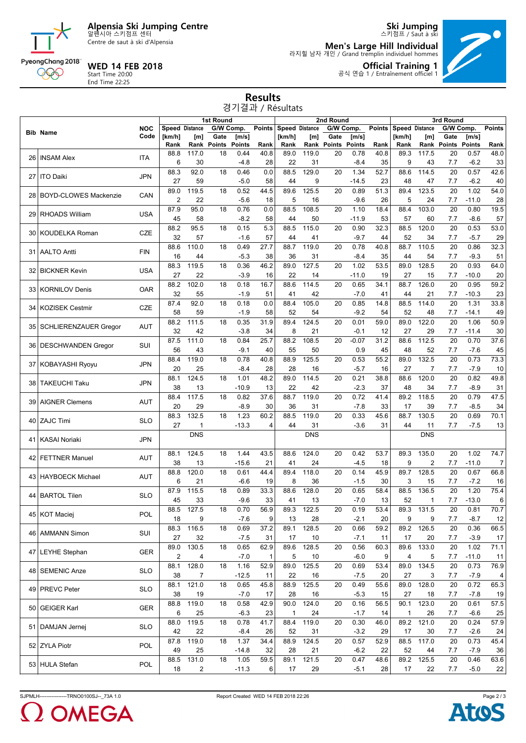# Alpensia Ski Jumping Centre

알펜시아 스키점프 센터
Centre de saut à ski d'Alpensia

## Ski Jumping

스키점프 / Saut à ski

**Men's Large Hill Individual**
라지힐 남자 개인 / Grand tremplin individuel hommes

**Official Training 1**
공식 연습 1 / Entraînement officiel 1

**WED 14 FEB 2018**
Start Time 20:00
End Time 22:25

## Results

경기결과 / Résultats

| Bib | Name | NOC Code | 1st Round Speed [km/h] Rank | Distance [m] Rank | G/W Comp. Gate Points | [m/s] Points | Points Rank | 2nd Round Speed [km/h] Rank | Distance [m] Rank | G/W Comp. Gate Points | [m/s] Points | Points Rank | 3rd Round Speed [km/h] Rank | Distance [m] Rank | G/W Comp. Gate Points | [m/s] Points | Points Rank |
|---|---|---|---|---|---|---|---|---|---|---|---|---|---|---|---|---|---|
| 26 | INSAM Alex | ITA | 88.8 / 6 | 117.0 / 30 | 18 | 0.44 / -4.8 | 40.8 / 28 | 89.0 / 22 | 119.0 / 31 | 20 | 0.78 / -8.4 | 40.8 / 35 | 89.3 / 9 | 117.5 / 43 | 20 / 7.7 | 0.57 / -6.2 | 48.0 / 33 |
| 27 | ITO Daiki | JPN | 88.3 / 27 | 92.0 / 59 | 18 | 0.46 / -5.0 | 0.0 / 58 | 88.5 / 44 | 129.0 / 9 | 20 | 1.34 / -14.5 | 52.7 / 23 | 88.6 / 48 | 114.5 / 47 | 20 / 7.7 | 0.57 / -6.2 | 42.6 / 40 |
| 28 | BOYD-CLOWES Mackenzie | CAN | 89.0 / 2 | 119.5 / 22 | 18 | 0.52 / -5.6 | 44.5 / 18 | 89.6 / 5 | 125.5 / 16 | 20 | 0.89 / -9.6 | 51.3 / 26 | 89.4 / 5 | 123.5 / 24 | 20 / 7.7 | 1.02 / -11.0 | 54.0 / 28 |
| 29 | RHOADS William | USA | 87.9 / 45 | 95.0 / 58 | 18 | 0.76 / -8.2 | 0.0 / 58 | 88.5 / 44 | 108.5 / 50 | 20 | 1.10 / -11.9 | 18.4 / 53 | 88.4 / 57 | 103.0 / 60 | 20 / 7.7 | 0.80 / -8.6 | 19.5 / 57 |
| 30 | KOUDELKA Roman | CZE | 88.2 / 32 | 95.5 / 57 | 18 | 0.15 / -1.6 | 5.3 / 57 | 88.5 / 44 | 115.0 / 41 | 20 | 0.90 / -9.7 | 32.3 / 44 | 88.5 / 52 | 120.0 / 34 | 20 / 7.7 | 0.53 / -5.7 | 53.0 / 29 |
| 31 | AALTO Antti | FIN | 88.6 / 16 | 110.0 / 44 | 18 | 0.49 / -5.3 | 27.7 / 38 | 88.7 / 36 | 119.0 / 31 | 20 | 0.78 / -8.4 | 40.8 / 35 | 88.7 / 44 | 110.5 / 54 | 20 / 7.7 | 0.86 / -9.3 | 32.3 / 51 |
| 32 | BICKNER Kevin | USA | 88.3 / 27 | 119.5 / 22 | 18 | 0.36 / -3.9 | 46.2 / 16 | 89.0 / 22 | 127.5 / 14 | 20 | 1.02 / -11.0 | 53.5 / 19 | 89.0 / 27 | 128.5 / 15 | 20 / 7.7 | 0.93 / -10.0 | 64.0 / 20 |
| 33 | KORNILOV Denis | OAR | 88.2 / 32 | 102.0 / 55 | 18 | 0.18 / -1.9 | 16.7 / 51 | 88.6 / 41 | 114.5 / 42 | 20 | 0.65 / -7.0 | 34.1 / 41 | 88.7 / 44 | 126.0 / 21 | 20 / 7.7 | 0.95 / -10.3 | 59.2 / 23 |
| 34 | KOZISEK Cestmir | CZE | 87.4 / 58 | 92.0 / 59 | 18 | 0.18 / -1.9 | 0.0 / 58 | 88.4 / 52 | 105.0 / 54 | 20 | 0.85 / -9.2 | 14.8 / 54 | 88.5 / 52 | 114.0 / 48 | 20 / 7.7 | 1.31 / -14.1 | 33.8 / 49 |
| 35 | SCHLIERENZAUER Gregor | AUT | 88.2 / 32 | 111.5 / 42 | 18 | 0.35 / -3.8 | 31.9 / 34 | 89.4 / 8 | 124.5 / 21 | 20 | 0.01 / -0.1 | 59.0 / 12 | 89.0 / 27 | 122.0 / 29 | 20 / 7.7 | 1.06 / -11.4 | 50.9 / 30 |
| 36 | DESCHWANDEN Gregor | SUI | 87.5 / 56 | 111.0 / 43 | 18 | 0.84 / -9.1 | 25.7 / 40 | 88.2 / 55 | 108.5 / 50 | 20 | -0.07 / 0.9 | 31.2 / 45 | 88.6 / 48 | 112.5 / 52 | 20 / 7.7 | 0.70 / -7.6 | 37.6 / 45 |
| 37 | KOBAYASHI Ryoyu | JPN | 88.4 / 20 | 119.0 / 25 | 18 | 0.78 / -8.4 | 40.8 / 28 | 88.9 / 28 | 125.5 / 16 | 20 | 0.53 / -5.7 | 55.2 / 16 | 89.0 / 27 | 132.5 / 7 | 20 / 7.7 | 0.73 / -7.9 | 73.3 / 10 |
| 38 | TAKEUCHI Taku | JPN | 88.1 / 38 | 124.5 / 13 | 18 | 1.01 / -10.9 | 48.2 / 13 | 89.0 / 22 | 114.5 / 42 | 20 | 0.21 / -2.3 | 38.8 / 37 | 88.6 / 48 | 120.0 / 34 | 20 / 7.7 | 0.82 / -8.9 | 49.8 / 31 |
| 39 | AIGNER Clemens | AUT | 88.4 / 20 | 117.5 / 29 | 18 | 0.82 / -8.9 | 37.6 / 30 | 88.7 / 36 | 119.0 / 31 | 20 | 0.72 / -7.8 | 41.4 / 33 | 89.2 / 17 | 118.5 / 39 | 20 / 7.7 | 0.79 / -8.5 | 47.5 / 34 |
| 40 | ZAJC Timi | SLO | 88.3 / 27 | 132.5 / 1 | 18 | 1.23 / -13.3 | 60.2 / 4 | 88.5 / 44 | 119.0 / 31 | 20 | 0.33 / -3.6 | 45.6 / 31 | 88.7 / 44 | 130.5 / 11 | 20 / 7.7 | 0.69 / -7.5 | 70.1 / 13 |
| 41 | KASAI Noriaki | JPN | | DNS | | | | | DNS | | | | | DNS | | | |
| 42 | FETTNER Manuel | AUT | 88.1 / 38 | 124.5 / 13 | 18 | 1.44 / -15.6 | 43.5 / 21 | 88.6 / 41 | 124.0 / 24 | 20 | 0.42 / -4.5 | 53.7 / 18 | 89.3 / 9 | 135.0 / 2 | 20 / 7.7 | 1.02 / -11.0 | 74.7 / 7 |
| 43 | HAYBOECK Michael | AUT | 88.8 / 6 | 120.0 / 21 | 18 | 0.61 / -6.6 | 44.4 / 19 | 89.4 / 8 | 118.0 / 36 | 20 | 0.14 / -1.5 | 45.9 / 30 | 89.7 / 3 | 128.5 / 15 | 20 / 7.7 | 0.67 / -7.2 | 66.8 / 16 |
| 44 | BARTOL Tilen | SLO | 87.9 / 45 | 115.5 / 33 | 18 | 0.89 / -9.6 | 33.3 / 33 | 88.6 / 41 | 128.0 / 13 | 20 | 0.65 / -7.0 | 58.4 / 13 | 88.5 / 52 | 136.5 / 1 | 20 / 7.7 | 1.20 / -13.0 | 75.4 / 6 |
| 45 | KOT Maciej | POL | 88.5 / 18 | 127.5 / 9 | 18 | 0.70 / -7.6 | 56.9 / 9 | 89.3 / 13 | 122.5 / 28 | 20 | 0.19 / -2.1 | 53.4 / 20 | 89.3 / 9 | 131.5 / 9 | 20 / 7.7 | 0.81 / -8.7 | 70.7 / 12 |
| 46 | AMMANN Simon | SUI | 88.3 / 27 | 116.5 / 32 | 18 | 0.69 / -7.5 | 37.2 / 31 | 89.1 / 17 | 128.5 / 10 | 20 | 0.66 / -7.1 | 59.2 / 11 | 89.2 / 17 | 126.5 / 20 | 20 / 7.7 | 0.36 / -3.9 | 66.5 / 17 |
| 47 | LEYHE Stephan | GER | 89.0 / 2 | 130.5 / 4 | 18 | 0.65 / -7.0 | 62.9 / 1 | 89.6 / 5 | 128.5 / 10 | 20 | 0.56 / -6.0 | 60.3 / 9 | 89.6 / 4 | 133.0 / 5 | 20 / 7.7 | 1.02 / -11.0 | 71.1 / 11 |
| 48 | SEMENIC Anze | SLO | 88.1 / 38 | 128.0 / 7 | 18 | 1.16 / -12.5 | 52.9 / 11 | 89.0 / 22 | 125.5 / 16 | 20 | 0.69 / -7.5 | 53.4 / 20 | 89.0 / 27 | 134.5 / 3 | 20 / 7.7 | 0.73 / -7.9 | 76.9 / 4 |
| 49 | PREVC Peter | SLO | 88.1 / 38 | 121.0 / 19 | 18 | 0.65 / -7.0 | 45.8 / 17 | 88.9 / 28 | 125.5 / 16 | 20 | 0.49 / -5.3 | 55.6 / 15 | 89.0 / 27 | 128.0 / 18 | 20 / 7.7 | 0.72 / -7.8 | 65.3 / 19 |
| 50 | GEIGER Karl | GER | 88.8 / 6 | 119.0 / 25 | 18 | 0.58 / -6.3 | 42.9 / 23 | 90.0 / 1 | 124.0 / 24 | 20 | 0.16 / -1.7 | 56.5 / 14 | 90.1 / 1 | 123.0 / 26 | 20 / 7.7 | 0.61 / -6.6 | 57.5 / 25 |
| 51 | DAMJAN Jernej | SLO | 88.0 / 42 | 119.5 / 22 | 18 | 0.78 / -8.4 | 41.7 / 26 | 88.4 / 52 | 119.0 / 31 | 20 | 0.30 / -3.2 | 46.0 / 29 | 89.2 / 17 | 121.0 / 30 | 20 / 7.7 | 0.24 / -2.6 | 57.9 / 24 |
| 52 | ZYLA Piotr | POL | 87.8 / 49 | 119.0 / 25 | 18 | 1.37 / -14.8 | 34.4 / 32 | 88.9 / 28 | 124.5 / 21 | 20 | 0.57 / -6.2 | 52.9 / 22 | 88.5 / 52 | 117.0 / 44 | 20 / 7.7 | 0.73 / -7.9 | 45.4 / 36 |
| 53 | HULA Stefan | POL | 88.5 / 18 | 131.0 / 2 | 18 | 1.05 / -11.3 | 59.5 / 6 | 89.1 / 17 | 121.5 / 29 | 20 | 0.47 / -5.1 | 48.6 / 28 | 89.2 / 17 | 125.5 / 22 | 20 / 7.7 | 0.46 / -5.0 | 63.6 / 22 |

SJPMLH----------------TRNO0100SJ--_73A 1.0 Report Created WED 14 FEB 2018 22:26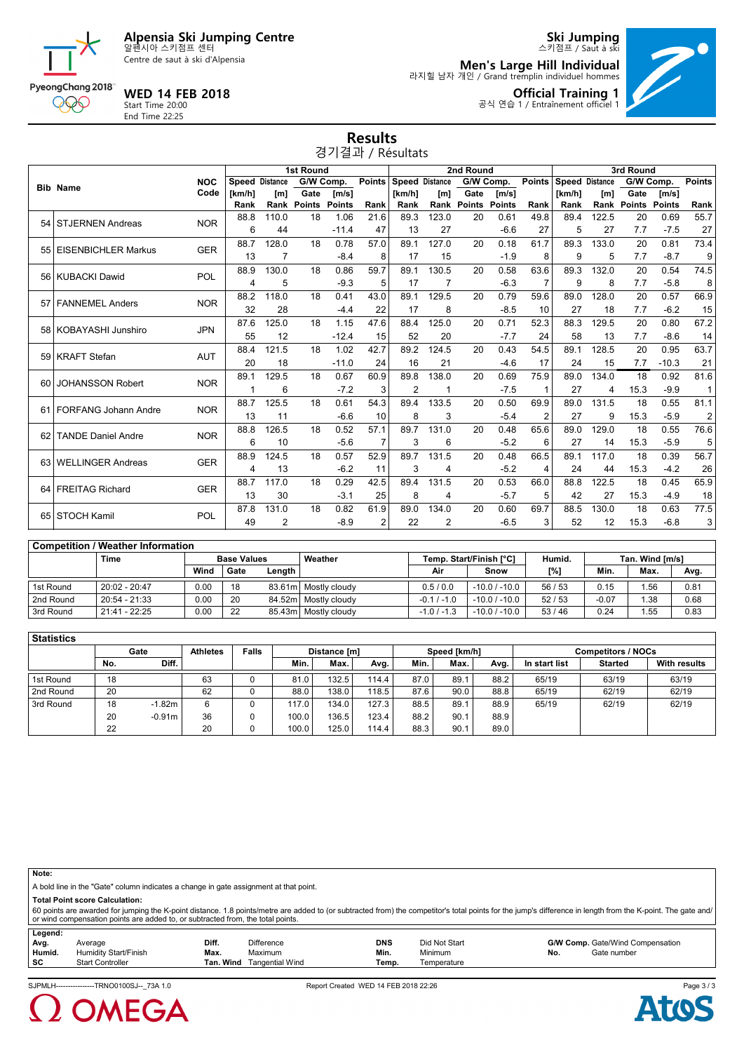# Alpensia Ski Jumping Centre

알펜시아 스키점프 센터
Centre de saut à ski d'Alpensia

**WED 14 FEB 2018**
Start Time 20:00
End Time 22:25

## Ski Jumping

스키점프 / Saut à ski

**Men's Large Hill Individual**
라지힐 남자 개인 / Grand tremplin individuel hommes

**Official Training 1**
공식 연습 1 / Entraînement officiel 1

## Results

경기결과 / Résultats

| Bib | Name | NOC Code | 1st Round | | | | | 2nd Round | | | | | 3rd Round | | | | |
|---|---|---|---|---|---|---|---|---|---|---|---|---|---|---|---|---|---|
| | | | Speed [km/h] Rank | Distance [m] Rank | G/W Comp. Gate Points | G/W Comp. [m/s] Points | Points Rank | Speed [km/h] Rank | Distance [m] Rank | G/W Comp. Gate Points | G/W Comp. [m/s] Points | Points Rank | Speed [km/h] Rank | Distance [m] Rank | G/W Comp. Gate Points | G/W Comp. [m/s] Points | Points Rank |
| 54 | STJERNEN Andreas | NOR | 88.8 | 110.0 | 18 | 1.06 | 21.6 | 89.3 | 123.0 | 20 | 0.61 | 49.8 | 89.4 | 122.5 | 20 | 0.69 | 55.7 |
| | | | 6 | 44 | | -11.4 | 47 | 13 | 27 | | -6.6 | 27 | 5 | 27 | 7.7 | -7.5 | 27 |
| 55 | EISENBICHLER Markus | GER | 88.7 | 128.0 | 18 | 0.78 | 57.0 | 89.1 | 127.0 | 20 | 0.18 | 61.7 | 89.3 | 133.0 | 20 | 0.81 | 73.4 |
| | | | 13 | 7 | | -8.4 | 8 | 17 | 15 | | -1.9 | 8 | 9 | 5 | 7.7 | -8.7 | 9 |
| 56 | KUBACKI Dawid | POL | 88.9 | 130.0 | 18 | 0.86 | 59.7 | 89.1 | 130.5 | 20 | 0.58 | 63.6 | 89.3 | 132.0 | 20 | 0.54 | 74.5 |
| | | | 4 | 5 | | -9.3 | 5 | 17 | 7 | | -6.3 | 7 | 9 | 8 | 7.7 | -5.8 | 8 |
| 57 | FANNEMEL Anders | NOR | 88.2 | 118.0 | 18 | 0.41 | 43.0 | 89.1 | 129.5 | 20 | 0.79 | 59.6 | 89.0 | 128.0 | 20 | 0.57 | 66.9 |
| | | | 32 | 28 | | -4.4 | 22 | 17 | 8 | | -8.5 | 10 | 27 | 18 | 7.7 | -6.2 | 15 |
| 58 | KOBAYASHI Junshiro | JPN | 87.6 | 125.0 | 18 | 1.15 | 47.6 | 88.4 | 125.0 | 20 | 0.71 | 52.3 | 88.3 | 129.5 | 20 | 0.80 | 67.2 |
| | | | 55 | 12 | | -12.4 | 15 | 52 | 20 | | -7.7 | 24 | 58 | 13 | 7.7 | -8.6 | 14 |
| 59 | KRAFT Stefan | AUT | 88.4 | 121.5 | 18 | 1.02 | 42.7 | 89.2 | 124.5 | 20 | 0.43 | 54.5 | 89.1 | 128.5 | 20 | 0.95 | 63.7 |
| | | | 20 | 18 | | -11.0 | 24 | 16 | 21 | | -4.6 | 17 | 24 | 15 | 7.7 | -10.3 | 21 |
| 60 | JOHANSSON Robert | NOR | 89.1 | 129.5 | 18 | 0.67 | 60.9 | 89.8 | 138.0 | 20 | 0.69 | 75.9 | 89.0 | 134.0 | 18 | 0.92 | 81.6 |
| | | | 1 | 6 | | -7.2 | 3 | 2 | 1 | | -7.5 | 1 | 27 | 4 | 15.3 | -9.9 | 1 |
| 61 | FORFANG Johann Andre | NOR | 88.7 | 125.5 | 18 | 0.61 | 54.3 | 89.4 | 133.5 | 20 | 0.50 | 69.9 | 89.0 | 131.5 | 18 | 0.55 | 81.1 |
| | | | 13 | 11 | | -6.6 | 10 | 8 | 3 | | -5.4 | 2 | 27 | 9 | 15.3 | -5.9 | 2 |
| 62 | TANDE Daniel Andre | NOR | 88.8 | 126.5 | 18 | 0.52 | 57.1 | 89.7 | 131.0 | 20 | 0.48 | 65.6 | 89.0 | 129.0 | 18 | 0.55 | 76.6 |
| | | | 6 | 10 | | -5.6 | 7 | 3 | 6 | | -5.2 | 6 | 27 | 14 | 15.3 | -5.9 | 5 |
| 63 | WELLINGER Andreas | GER | 88.9 | 124.5 | 18 | 0.57 | 52.9 | 89.7 | 131.5 | 20 | 0.48 | 66.5 | 89.1 | 117.0 | 18 | 0.39 | 56.7 |
| | | | 4 | 13 | | -6.2 | 11 | 3 | 4 | | -5.2 | 4 | 24 | 44 | 15.3 | -4.2 | 26 |
| 64 | FREITAG Richard | GER | 88.7 | 117.0 | 18 | 0.29 | 42.5 | 89.4 | 131.5 | 20 | 0.53 | 66.0 | 88.8 | 122.5 | 18 | 0.45 | 65.9 |
| | | | 13 | 30 | | -3.1 | 25 | 8 | 4 | | -5.7 | 5 | 42 | 27 | 15.3 | -4.9 | 18 |
| 65 | STOCH Kamil | POL | 87.8 | 131.0 | 18 | 0.82 | 61.9 | 89.0 | 134.0 | 20 | 0.60 | 69.7 | 88.5 | 130.0 | 18 | 0.63 | 77.5 |
| | | | 49 | 2 | | -8.9 | 2 | 22 | 2 | | -6.5 | 3 | 52 | 12 | 15.3 | -6.8 | 3 |

### Competition / Weather Information

| | Time | Base Values Wind | Base Values Gate | Base Values Length | Weather | Temp. Start/Finish [°C] Air | Temp. Start/Finish [°C] Snow | Humid. [%] | Tan. Wind [m/s] Min. | Tan. Wind [m/s] Max. | Tan. Wind [m/s] Avg. |
|---|---|---|---|---|---|---|---|---|---|---|---|
| 1st Round | 20:02 - 20:47 | 0.00 | 18 | 83.61m | Mostly cloudy | 0.5 / 0.0 | -10.0 / -10.0 | 56 / 53 | 0.15 | 1.56 | 0.81 |
| 2nd Round | 20:54 - 21:33 | 0.00 | 20 | 84.52m | Mostly cloudy | -0.1 / -1.0 | -10.0 / -10.0 | 52 / 53 | -0.07 | 1.38 | 0.68 |
| 3rd Round | 21:41 - 22:25 | 0.00 | 22 | 85.43m | Mostly cloudy | -1.0 / -1.3 | -10.0 / -10.0 | 53 / 46 | 0.24 | 1.55 | 0.83 |

### Statistics

| | Gate No. | Gate Diff. | Athletes | Falls | Distance [m] Min. | Distance [m] Max. | Distance [m] Avg. | Speed [km/h] Min. | Speed [km/h] Max. | Speed [km/h] Avg. | Competitors / NOCs In start list | Competitors / NOCs Started | Competitors / NOCs With results |
|---|---|---|---|---|---|---|---|---|---|---|---|---|---|
| 1st Round | 18 | | 63 | 0 | 81.0 | 132.5 | 114.4 | 87.0 | 89.1 | 88.2 | 65/19 | 63/19 | 63/19 |
| 2nd Round | 20 | | 62 | 0 | 88.0 | 138.0 | 118.5 | 87.6 | 90.0 | 88.8 | 65/19 | 62/19 | 62/19 |
| 3rd Round | 18 | -1.82m | 6 | 0 | 117.0 | 134.0 | 127.3 | 88.5 | 89.1 | 88.9 | 65/19 | 62/19 | 62/19 |
| | 20 | -0.91m | 36 | 0 | 100.0 | 136.5 | 123.4 | 88.2 | 90.1 | 88.9 | | | |
| | 22 | | 20 | 0 | 100.0 | 125.0 | 114.4 | 88.3 | 90.1 | 89.0 | | | |

**Note:**

A bold line in the "Gate" column indicates a change in gate assignment at that point.

**Total Point score Calculation:**

60 points are awarded for jumping the K-point distance. 1.8 points/metre are added to (or subtracted from) the competitor's total points for the jump's difference in length from the K-point. The gate and/ or wind compensation points are added to, or subtracted from, the total points.

**Legend:**

| | | | | | | | |
|---|---|---|---|---|---|---|---|
| Avg. | Average | Diff. | Difference | DNS | Did Not Start | G/W Comp. | Gate/Wind Compensation |
| Humid. | Humidity Start/Finish | Max. | Maximum | Min. | Minimum | No. | Gate number |
| SC | Start Controller | Tan. Wind | Tangential Wind | Temp. | Temperature | | |

SJPMLH----------------TRNO0100SJ--_73A 1.0 Report Created WED 14 FEB 2018 22:26